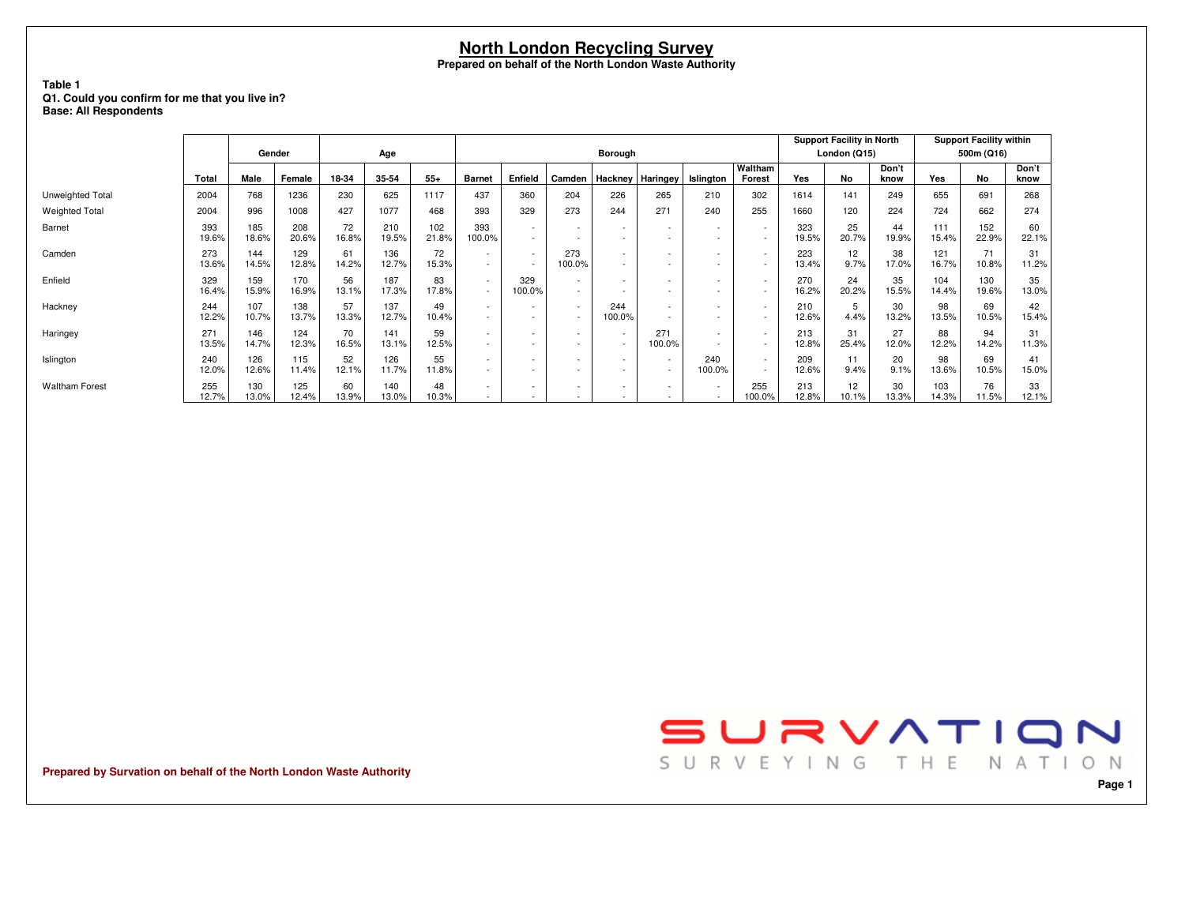# North London Recycling Survey

**Prepared on behalf of the North London Waste Authority**

**Table 1**
**Q1. Could you confirm for me that you live in?**
**Base: All Respondents**

| | | Gender | | Age | | | Borough | | | | | | | Support Facility in North London (Q15) | | | Support Facility within 500m (Q16) | | |
|---|---|---|---|---|---|---|---|---|---|---|---|---|---|---|---|---|---|---|---|
| | Total | Male | Female | 18-34 | 35-54 | 55+ | Barnet | Enfield | Camden | Hackney | Haringey | Islington | Waltham Forest | Yes | No | Don't know | Yes | No | Don't know |
| Unweighted Total | 2004 | 768 | 1236 | 230 | 625 | 1117 | 437 | 360 | 204 | 226 | 265 | 210 | 302 | 1614 | 141 | 249 | 655 | 691 | 268 |
| Weighted Total | 2004 | 996 | 1008 | 427 | 1077 | 468 | 393 | 329 | 273 | 244 | 271 | 240 | 255 | 1660 | 120 | 224 | 724 | 662 | 274 |
| Barnet | 393 | 185 | 208 | 72 | 210 | 102 | 393 | - | - | - | - | - | - | 323 | 25 | 44 | 111 | 152 | 60 |
| | 19.6% | 18.6% | 20.6% | 16.8% | 19.5% | 21.8% | 100.0% | - | - | - | - | - | - | 19.5% | 20.7% | 19.9% | 15.4% | 22.9% | 22.1% |
| Camden | 273 | 144 | 129 | 61 | 136 | 72 | - | - | 273 | - | - | - | - | 223 | 12 | 38 | 121 | 71 | 31 |
| | 13.6% | 14.5% | 12.8% | 14.2% | 12.7% | 15.3% | - | - | 100.0% | - | - | - | - | 13.4% | 9.7% | 17.0% | 16.7% | 10.8% | 11.2% |
| Enfield | 329 | 159 | 170 | 56 | 187 | 83 | - | 329 | - | - | - | - | - | 270 | 24 | 35 | 104 | 130 | 35 |
| | 16.4% | 15.9% | 16.9% | 13.1% | 17.3% | 17.8% | - | 100.0% | - | - | - | - | - | 16.2% | 20.2% | 15.5% | 14.4% | 19.6% | 13.0% |
| Hackney | 244 | 107 | 138 | 57 | 137 | 49 | - | - | - | 244 | - | - | - | 210 | 5 | 30 | 98 | 69 | 42 |
| | 12.2% | 10.7% | 13.7% | 13.3% | 12.7% | 10.4% | - | - | - | 100.0% | - | - | - | 12.6% | 4.4% | 13.2% | 13.5% | 10.5% | 15.4% |
| Haringey | 271 | 146 | 124 | 70 | 141 | 59 | - | - | - | - | 271 | - | - | 213 | 31 | 27 | 88 | 94 | 31 |
| | 13.5% | 14.7% | 12.3% | 16.5% | 13.1% | 12.5% | - | - | - | - | 100.0% | - | - | 12.8% | 25.4% | 12.0% | 12.2% | 14.2% | 11.3% |
| Islington | 240 | 126 | 115 | 52 | 126 | 55 | - | - | - | - | - | 240 | - | 209 | 11 | 20 | 98 | 69 | 41 |
| | 12.0% | 12.6% | 11.4% | 12.1% | 11.7% | 11.8% | - | - | - | - | - | 100.0% | - | 12.6% | 9.4% | 9.1% | 13.6% | 10.5% | 15.0% |
| Waltham Forest | 255 | 130 | 125 | 60 | 140 | 48 | - | - | - | - | - | - | 255 | 213 | 12 | 30 | 103 | 76 | 33 |
| | 12.7% | 13.0% | 12.4% | 13.9% | 13.0% | 10.3% | - | - | - | - | - | - | 100.0% | 12.8% | 10.1% | 13.3% | 14.3% | 11.5% | 12.1% |

Prepared by Survation on behalf of the North London Waste Authority

SURVATION
SURVEYING THE NATION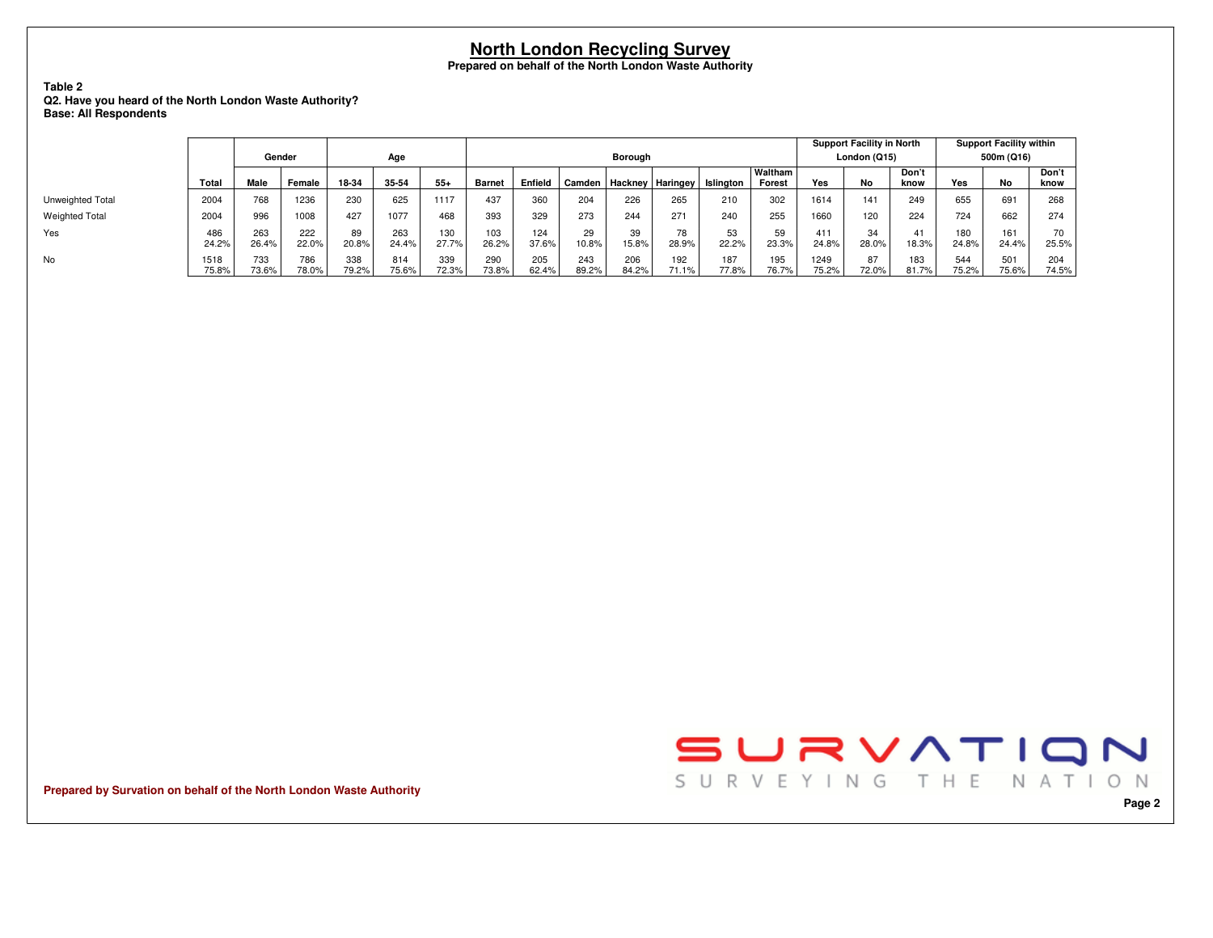# North London Recycling Survey

**Prepared on behalf of the North London Waste Authority**

**Table 2**
**Q2. Have you heard of the North London Waste Authority?**
**Base: All Respondents**

| | | Gender | | Age | | | Borough | | | | | | | Support Facility in North London (Q15) | | | Support Facility within 500m (Q16) | | |
|---|---|---|---|---|---|---|---|---|---|---|---|---|---|---|---|---|---|---|---|
| | Total | Male | Female | 18-34 | 35-54 | 55+ | Barnet | Enfield | Camden | Hackney | Haringey | Islington | Waltham Forest | Yes | No | Don't know | Yes | No | Don't know |
| Unweighted Total | 2004 | 768 | 1236 | 230 | 625 | 1117 | 437 | 360 | 204 | 226 | 265 | 210 | 302 | 1614 | 141 | 249 | 655 | 691 | 268 |
| Weighted Total | 2004 | 996 | 1008 | 427 | 1077 | 468 | 393 | 329 | 273 | 244 | 271 | 240 | 255 | 1660 | 120 | 224 | 724 | 662 | 274 |
| Yes | 486 | 263 | 222 | 89 | 263 | 130 | 103 | 124 | 29 | 39 | 78 | 53 | 59 | 411 | 34 | 41 | 180 | 161 | 70 |
| | 24.2% | 26.4% | 22.0% | 20.8% | 24.4% | 27.7% | 26.2% | 37.6% | 10.8% | 15.8% | 28.9% | 22.2% | 23.3% | 24.8% | 28.0% | 18.3% | 24.8% | 24.4% | 25.5% |
| No | 1518 | 733 | 786 | 338 | 814 | 339 | 290 | 205 | 243 | 206 | 192 | 187 | 195 | 1249 | 87 | 183 | 544 | 501 | 204 |
| | 75.8% | 73.6% | 78.0% | 79.2% | 75.6% | 72.3% | 73.8% | 62.4% | 89.2% | 84.2% | 71.1% | 77.8% | 76.7% | 75.2% | 72.0% | 81.7% | 75.2% | 75.6% | 74.5% |

**Prepared by Survation on behalf of the North London Waste Authority**

SURVATION SURVEYING THE NATION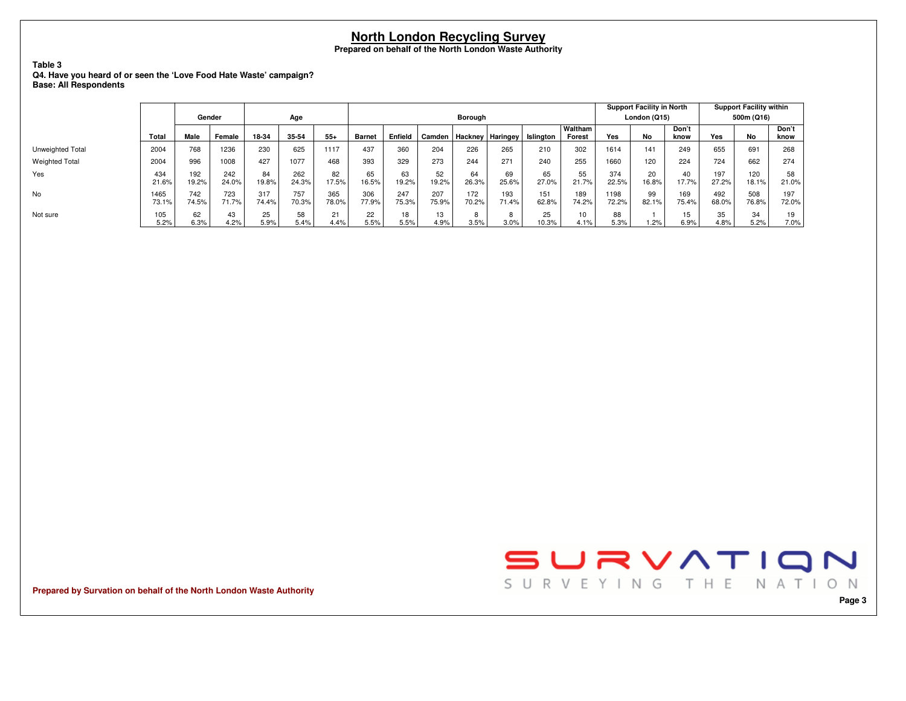# North London Recycling Survey

**Prepared on behalf of the North London Waste Authority**

**Table 3**
**Q4. Have you heard of or seen the 'Love Food Hate Waste' campaign?**
**Base: All Respondents**

| | | Gender | | Age | | | Borough | | | | | | | Support Facility in North London (Q15) | | | Support Facility within 500m (Q16) | | |
|---|---|---|---|---|---|---|---|---|---|---|---|---|---|---|---|---|---|---|---|
| | Total | Male | Female | 18-34 | 35-54 | 55+ | Barnet | Enfield | Camden | Hackney | Haringey | Islington | Waltham Forest | Yes | No | Don't know | Yes | No | Don't know |
| Unweighted Total | 2004 | 768 | 1236 | 230 | 625 | 1117 | 437 | 360 | 204 | 226 | 265 | 210 | 302 | 1614 | 141 | 249 | 655 | 691 | 268 |
| Weighted Total | 2004 | 996 | 1008 | 427 | 1077 | 468 | 393 | 329 | 273 | 244 | 271 | 240 | 255 | 1660 | 120 | 224 | 724 | 662 | 274 |
| Yes | 434 | 192 | 242 | 84 | 262 | 82 | 65 | 63 | 52 | 64 | 69 | 65 | 55 | 374 | 20 | 40 | 197 | 120 | 58 |
| | 21.6% | 19.2% | 24.0% | 19.8% | 24.3% | 17.5% | 16.5% | 19.2% | 19.2% | 26.3% | 25.6% | 27.0% | 21.7% | 22.5% | 16.8% | 17.7% | 27.2% | 18.1% | 21.0% |
| No | 1465 | 742 | 723 | 317 | 757 | 365 | 306 | 247 | 207 | 172 | 193 | 151 | 189 | 1198 | 99 | 169 | 492 | 508 | 197 |
| | 73.1% | 74.5% | 71.7% | 74.4% | 70.3% | 78.0% | 77.9% | 75.3% | 75.9% | 70.2% | 71.4% | 62.8% | 74.2% | 72.2% | 82.1% | 75.4% | 68.0% | 76.8% | 72.0% |
| Not sure | 105 | 62 | 43 | 25 | 58 | 21 | 22 | 18 | 13 | 8 | 8 | 25 | 10 | 88 | 1 | 15 | 35 | 34 | 19 |
| | 5.2% | 6.3% | 4.2% | 5.9% | 5.4% | 4.4% | 5.5% | 5.5% | 4.9% | 3.5% | 3.0% | 10.3% | 4.1% | 5.3% | 1.2% | 6.9% | 4.8% | 5.2% | 7.0% |

**Prepared by Survation on behalf of the North London Waste Authority**

SURVATION
SURVEYING THE NATION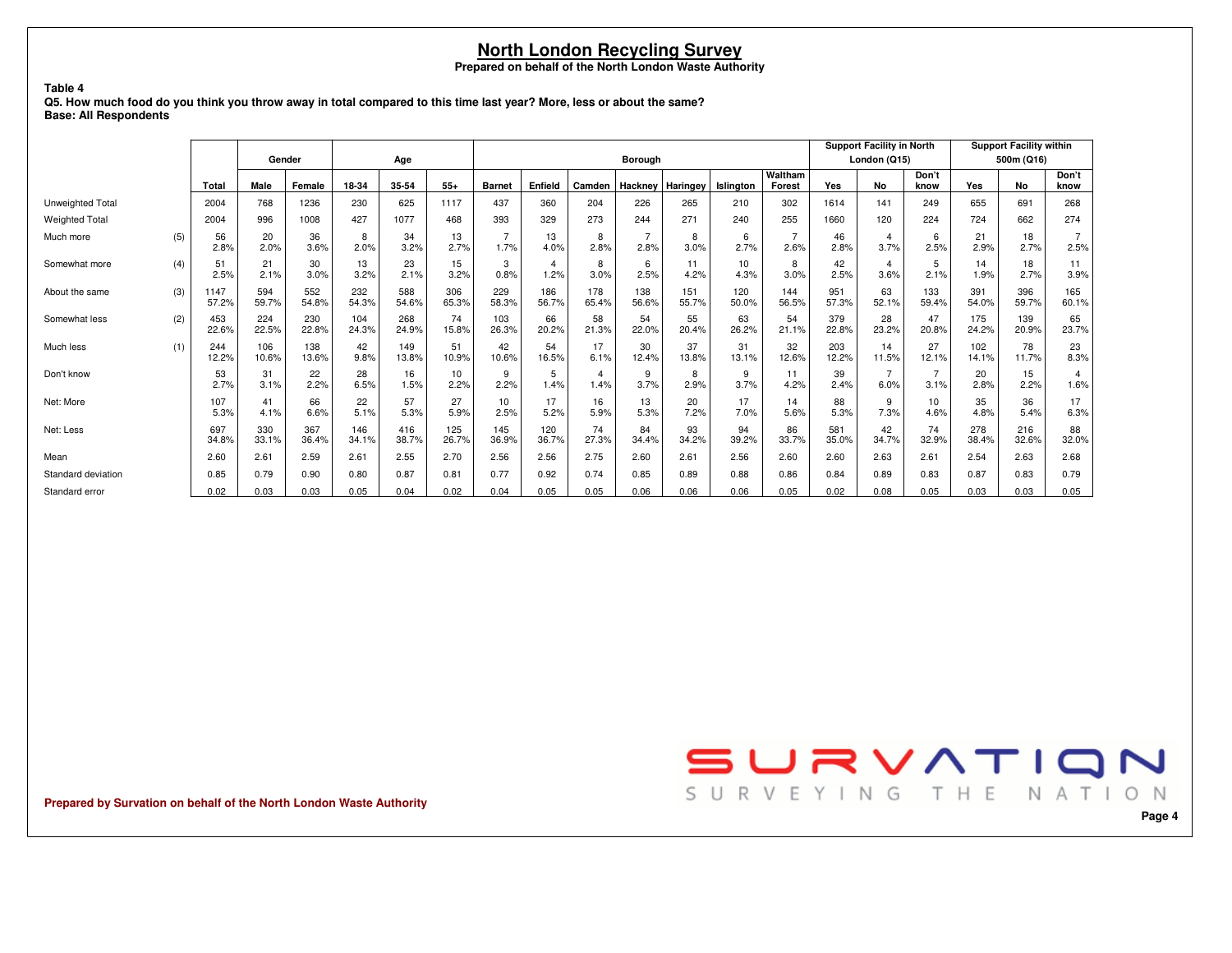# North London Recycling Survey

**Prepared on behalf of the North London Waste Authority**

**Table 4**
**Q5. How much food do you think you throw away in total compared to this time last year? More, less or about the same?**
**Base: All Respondents**

| | | | Gender | | Age | | | Borough | | | | | | | Support Facility in North London (Q15) | | | Support Facility within 500m (Q16) | | |
|---|---|---|---|---|---|---|---|---|---|---|---|---|---|---|---|---|---|---|---|---|
| | | Total | Male | Female | 18-34 | 35-54 | 55+ | Barnet | Enfield | Camden | Hackney | Haringey | Islington | Waltham Forest | Yes | No | Don't know | Yes | No | Don't know |
| Unweighted Total | | 2004 | 768 | 1236 | 230 | 625 | 1117 | 437 | 360 | 204 | 226 | 265 | 210 | 302 | 1614 | 141 | 249 | 655 | 691 | 268 |
| Weighted Total | | 2004 | 996 | 1008 | 427 | 1077 | 468 | 393 | 329 | 273 | 244 | 271 | 240 | 255 | 1660 | 120 | 224 | 724 | 662 | 274 |
| Much more | (5) | 56<br>2.8% | 20<br>2.0% | 36<br>3.6% | 8<br>2.0% | 34<br>3.2% | 13<br>2.7% | 7<br>1.7% | 13<br>4.0% | 8<br>2.8% | 7<br>2.8% | 8<br>3.0% | 6<br>2.7% | 7<br>2.6% | 46<br>2.8% | 4<br>3.7% | 6<br>2.5% | 21<br>2.9% | 18<br>2.7% | 7<br>2.5% |
| Somewhat more | (4) | 51<br>2.5% | 21<br>2.1% | 30<br>3.0% | 13<br>3.2% | 23<br>2.1% | 15<br>3.2% | 3<br>0.8% | 4<br>1.2% | 8<br>3.0% | 6<br>2.5% | 11<br>4.2% | 10<br>4.3% | 8<br>3.0% | 42<br>2.5% | 4<br>3.6% | 5<br>2.1% | 14<br>1.9% | 18<br>2.7% | 11<br>3.9% |
| About the same | (3) | 1147<br>57.2% | 594<br>59.7% | 552<br>54.8% | 232<br>54.3% | 588<br>54.6% | 306<br>65.3% | 229<br>58.3% | 186<br>56.7% | 178<br>65.4% | 138<br>56.6% | 151<br>55.7% | 120<br>50.0% | 144<br>56.5% | 951<br>57.3% | 63<br>52.1% | 133<br>59.4% | 391<br>54.0% | 396<br>59.7% | 165<br>60.1% |
| Somewhat less | (2) | 453<br>22.6% | 224<br>22.5% | 230<br>22.8% | 104<br>24.3% | 268<br>24.9% | 74<br>15.8% | 103<br>26.3% | 66<br>20.2% | 58<br>21.3% | 54<br>22.0% | 55<br>20.4% | 63<br>26.2% | 54<br>21.1% | 379<br>22.8% | 28<br>23.2% | 47<br>20.8% | 175<br>24.2% | 139<br>20.9% | 65<br>23.7% |
| Much less | (1) | 244<br>12.2% | 106<br>10.6% | 138<br>13.6% | 42<br>9.8% | 149<br>13.8% | 51<br>10.9% | 42<br>10.6% | 54<br>16.5% | 17<br>6.1% | 30<br>12.4% | 37<br>13.8% | 31<br>13.1% | 32<br>12.6% | 203<br>12.2% | 14<br>11.5% | 27<br>12.1% | 102<br>14.1% | 78<br>11.7% | 23<br>8.3% |
| Don't know | | 53<br>2.7% | 31<br>3.1% | 22<br>2.2% | 28<br>6.5% | 16<br>1.5% | 10<br>2.2% | 9<br>2.2% | 5<br>1.4% | 4<br>1.4% | 9<br>3.7% | 8<br>2.9% | 9<br>3.7% | 11<br>4.2% | 39<br>2.4% | 7<br>6.0% | 7<br>3.1% | 20<br>2.8% | 15<br>2.2% | 4<br>1.6% |
| Net: More | | 107<br>5.3% | 41<br>4.1% | 66<br>6.6% | 22<br>5.1% | 57<br>5.3% | 27<br>5.9% | 10<br>2.5% | 17<br>5.2% | 16<br>5.9% | 13<br>5.3% | 20<br>7.2% | 17<br>7.0% | 14<br>5.6% | 88<br>5.3% | 9<br>7.3% | 10<br>4.6% | 35<br>4.8% | 36<br>5.4% | 17<br>6.3% |
| Net: Less | | 697<br>34.8% | 330<br>33.1% | 367<br>36.4% | 146<br>34.1% | 416<br>38.7% | 125<br>26.7% | 145<br>36.9% | 120<br>36.7% | 74<br>27.3% | 84<br>34.4% | 93<br>34.2% | 94<br>39.2% | 86<br>33.7% | 581<br>35.0% | 42<br>34.7% | 74<br>32.9% | 278<br>38.4% | 216<br>32.6% | 88<br>32.0% |
| Mean | | 2.60 | 2.61 | 2.59 | 2.61 | 2.55 | 2.70 | 2.56 | 2.56 | 2.75 | 2.60 | 2.61 | 2.56 | 2.60 | 2.60 | 2.63 | 2.61 | 2.54 | 2.63 | 2.68 |
| Standard deviation | | 0.85 | 0.79 | 0.90 | 0.80 | 0.87 | 0.81 | 0.77 | 0.92 | 0.74 | 0.85 | 0.89 | 0.88 | 0.86 | 0.84 | 0.89 | 0.83 | 0.87 | 0.83 | 0.79 |
| Standard error | | 0.02 | 0.03 | 0.03 | 0.05 | 0.04 | 0.02 | 0.04 | 0.05 | 0.05 | 0.06 | 0.06 | 0.06 | 0.05 | 0.02 | 0.08 | 0.05 | 0.03 | 0.03 | 0.05 |

**Prepared by Survation on behalf of the North London Waste Authority**

SURVATION
SURVEYING THE NATION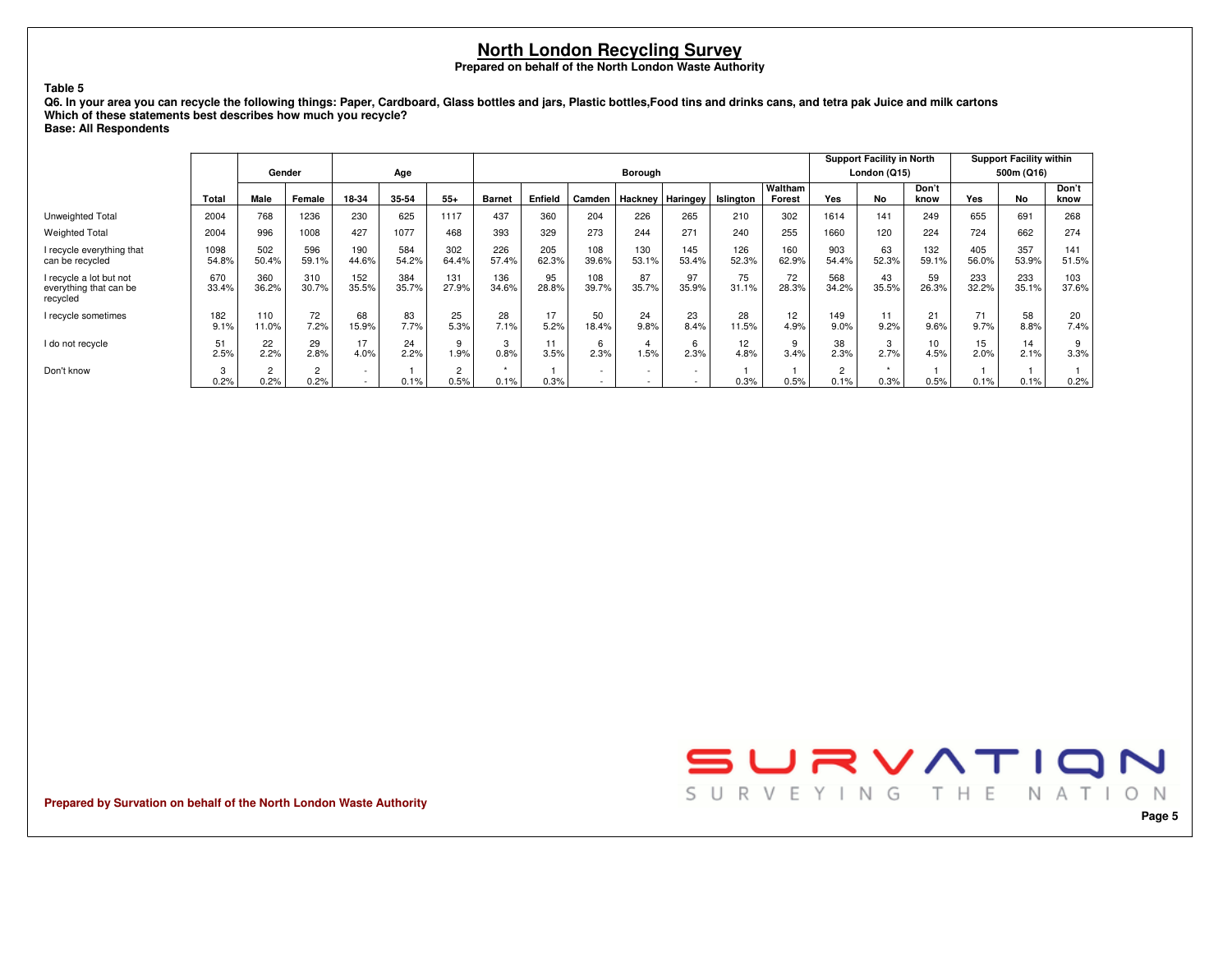# North London Recycling Survey

**Prepared on behalf of the North London Waste Authority**

**Table 5**

**Q6. In your area you can recycle the following things: Paper, Cardboard, Glass bottles and jars, Plastic bottles,Food tins and drinks cans, and tetra pak Juice and milk cartons**
**Which of these statements best describes how much you recycle?**
**Base: All Respondents**

| | | Gender | | Age | | | Borough | | | | | | | Support Facility in North London (Q15) | | | Support Facility within 500m (Q16) | | |
|---|---|---|---|---|---|---|---|---|---|---|---|---|---|---|---|---|---|---|---|
| | Total | Male | Female | 18-34 | 35-54 | 55+ | Barnet | Enfield | Camden | Hackney | Haringey | Islington | Waltham Forest | Yes | No | Don't know | Yes | No | Don't know |
| Unweighted Total | 2004 | 768 | 1236 | 230 | 625 | 1117 | 437 | 360 | 204 | 226 | 265 | 210 | 302 | 1614 | 141 | 249 | 655 | 691 | 268 |
| Weighted Total | 2004 | 996 | 1008 | 427 | 1077 | 468 | 393 | 329 | 273 | 244 | 271 | 240 | 255 | 1660 | 120 | 224 | 724 | 662 | 274 |
| I recycle everything that can be recycled | 1098 | 502 | 596 | 190 | 584 | 302 | 226 | 205 | 108 | 130 | 145 | 126 | 160 | 903 | 63 | 132 | 405 | 357 | 141 |
| | 54.8% | 50.4% | 59.1% | 44.6% | 54.2% | 64.4% | 57.4% | 62.3% | 39.6% | 53.1% | 53.4% | 52.3% | 62.9% | 54.4% | 52.3% | 59.1% | 56.0% | 53.9% | 51.5% |
| I recycle a lot but not everything that can be recycled | 670 | 360 | 310 | 152 | 384 | 131 | 136 | 95 | 108 | 87 | 97 | 75 | 72 | 568 | 43 | 59 | 233 | 233 | 103 |
| | 33.4% | 36.2% | 30.7% | 35.5% | 35.7% | 27.9% | 34.6% | 28.8% | 39.7% | 35.7% | 35.9% | 31.1% | 28.3% | 34.2% | 35.5% | 26.3% | 32.2% | 35.1% | 37.6% |
| I recycle sometimes | 182 | 110 | 72 | 68 | 83 | 25 | 28 | 17 | 50 | 24 | 23 | 28 | 12 | 149 | 11 | 21 | 71 | 58 | 20 |
| | 9.1% | 11.0% | 7.2% | 15.9% | 7.7% | 5.3% | 7.1% | 5.2% | 18.4% | 9.8% | 8.4% | 11.5% | 4.9% | 9.0% | 9.2% | 9.6% | 9.7% | 8.8% | 7.4% |
| I do not recycle | 51 | 22 | 29 | 17 | 24 | 9 | 3 | 11 | 6 | 4 | 6 | 12 | 9 | 38 | 3 | 10 | 15 | 14 | 9 |
| | 2.5% | 2.2% | 2.8% | 4.0% | 2.2% | 1.9% | 0.8% | 3.5% | 2.3% | 1.5% | 2.3% | 4.8% | 3.4% | 2.3% | 2.7% | 4.5% | 2.0% | 2.1% | 3.3% |
| Don't know | 3 | 2 | 2 | - | 1 | 2 | * | 1 | - | - | - | 1 | 1 | 2 | * | 1 | 1 | 1 | 1 |
| | 0.2% | 0.2% | 0.2% | - | 0.1% | 0.5% | 0.1% | 0.3% | - | - | - | 0.3% | 0.5% | 0.1% | 0.3% | 0.5% | 0.1% | 0.1% | 0.2% |

**Prepared by Survation on behalf of the North London Waste Authority**

SURVATION
SURVEYING THE NATION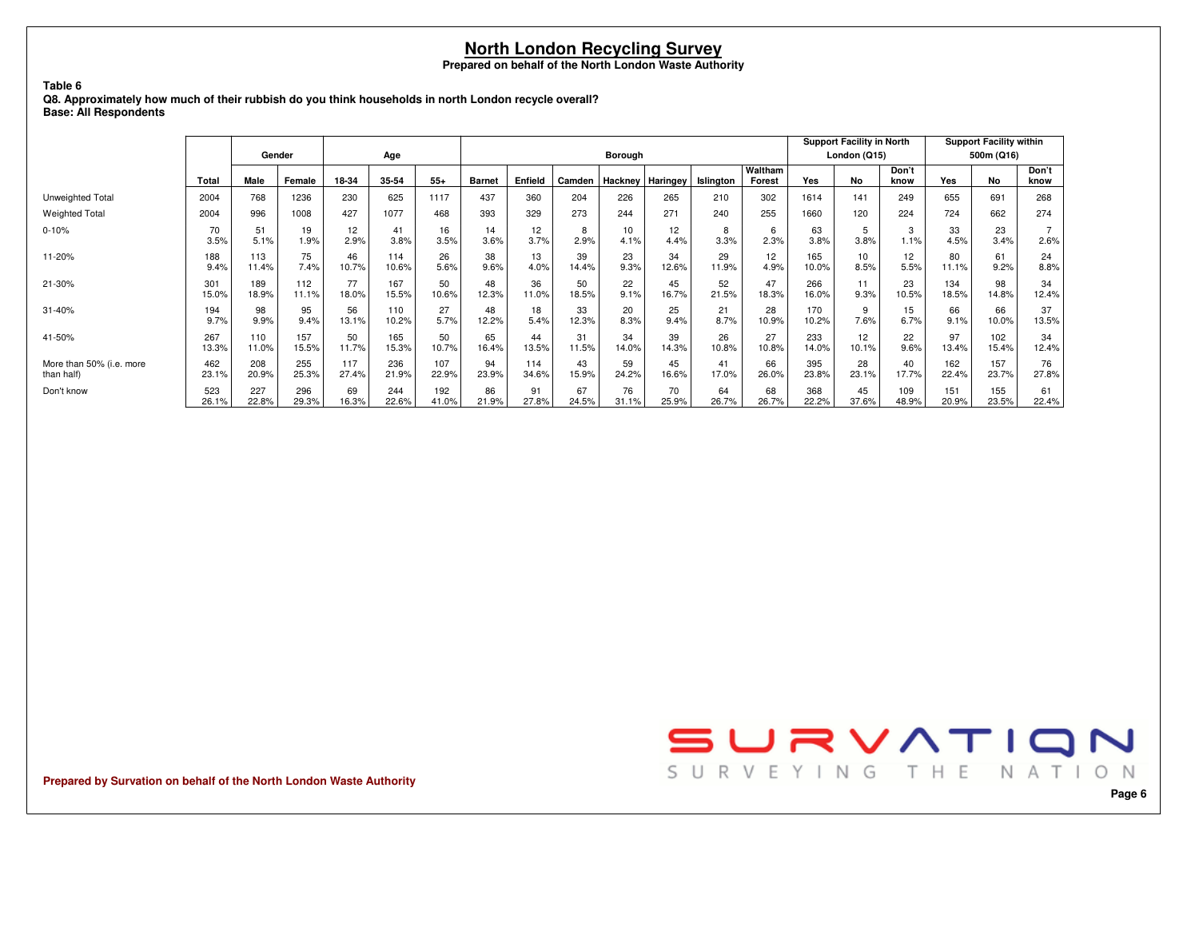# North London Recycling Survey

**Prepared on behalf of the North London Waste Authority**

**Table 6**
**Q8. Approximately how much of their rubbish do you think households in north London recycle overall?**
**Base: All Respondents**

| | | Gender | | Age | | | Borough | | | | | | | Support Facility in North London (Q15) | | | Support Facility within 500m (Q16) | | |
|---|---|---|---|---|---|---|---|---|---|---|---|---|---|---|---|---|---|---|---|
| | Total | Male | Female | 18-34 | 35-54 | 55+ | Barnet | Enfield | Camden | Hackney | Haringey | Islington | Waltham Forest | Yes | No | Don't know | Yes | No | Don't know |
| Unweighted Total | 2004 | 768 | 1236 | 230 | 625 | 1117 | 437 | 360 | 204 | 226 | 265 | 210 | 302 | 1614 | 141 | 249 | 655 | 691 | 268 |
| Weighted Total | 2004 | 996 | 1008 | 427 | 1077 | 468 | 393 | 329 | 273 | 244 | 271 | 240 | 255 | 1660 | 120 | 224 | 724 | 662 | 274 |
| 0-10% | 70 | 51 | 19 | 12 | 41 | 16 | 14 | 12 | 8 | 10 | 12 | 8 | 6 | 63 | 5 | 3 | 33 | 23 | 7 |
| | 3.5% | 5.1% | 1.9% | 2.9% | 3.8% | 3.5% | 3.6% | 3.7% | 2.9% | 4.1% | 4.4% | 3.3% | 2.3% | 3.8% | 3.8% | 1.1% | 4.5% | 3.4% | 2.6% |
| 11-20% | 188 | 113 | 75 | 46 | 114 | 26 | 38 | 13 | 39 | 23 | 34 | 29 | 12 | 165 | 10 | 12 | 80 | 61 | 24 |
| | 9.4% | 11.4% | 7.4% | 10.7% | 10.6% | 5.6% | 9.6% | 4.0% | 14.4% | 9.3% | 12.6% | 11.9% | 4.9% | 10.0% | 8.5% | 5.5% | 11.1% | 9.2% | 8.8% |
| 21-30% | 301 | 189 | 112 | 77 | 167 | 50 | 48 | 36 | 50 | 22 | 45 | 52 | 47 | 266 | 11 | 23 | 134 | 98 | 34 |
| | 15.0% | 18.9% | 11.1% | 18.0% | 15.5% | 10.6% | 12.3% | 11.0% | 18.5% | 9.1% | 16.7% | 21.5% | 18.3% | 16.0% | 9.3% | 10.5% | 18.5% | 14.8% | 12.4% |
| 31-40% | 194 | 98 | 95 | 56 | 110 | 27 | 48 | 18 | 33 | 20 | 25 | 21 | 28 | 170 | 9 | 15 | 66 | 66 | 37 |
| | 9.7% | 9.9% | 9.4% | 13.1% | 10.2% | 5.7% | 12.2% | 5.4% | 12.3% | 8.3% | 9.4% | 8.7% | 10.9% | 10.2% | 7.6% | 6.7% | 9.1% | 10.0% | 13.5% |
| 41-50% | 267 | 110 | 157 | 50 | 165 | 50 | 65 | 44 | 31 | 34 | 39 | 26 | 27 | 233 | 12 | 22 | 97 | 102 | 34 |
| | 13.3% | 11.0% | 15.5% | 11.7% | 15.3% | 10.7% | 16.4% | 13.5% | 11.5% | 14.0% | 14.3% | 10.8% | 10.8% | 14.0% | 10.1% | 9.6% | 13.4% | 15.4% | 12.4% |
| More than 50% (i.e. more than half) | 462 | 208 | 255 | 117 | 236 | 107 | 94 | 114 | 43 | 59 | 45 | 41 | 66 | 395 | 28 | 40 | 162 | 157 | 76 |
| | 23.1% | 20.9% | 25.3% | 27.4% | 21.9% | 22.9% | 23.9% | 34.6% | 15.9% | 24.2% | 16.6% | 17.0% | 26.0% | 23.8% | 23.1% | 17.7% | 22.4% | 23.7% | 27.8% |
| Don't know | 523 | 227 | 296 | 69 | 244 | 192 | 86 | 91 | 67 | 76 | 70 | 64 | 68 | 368 | 45 | 109 | 151 | 155 | 61 |
| | 26.1% | 22.8% | 29.3% | 16.3% | 22.6% | 41.0% | 21.9% | 27.8% | 24.5% | 31.1% | 25.9% | 26.7% | 26.7% | 22.2% | 37.6% | 48.9% | 20.9% | 23.5% | 22.4% |

**Prepared by Survation on behalf of the North London Waste Authority**

SURVATION
SURVEYING THE NATION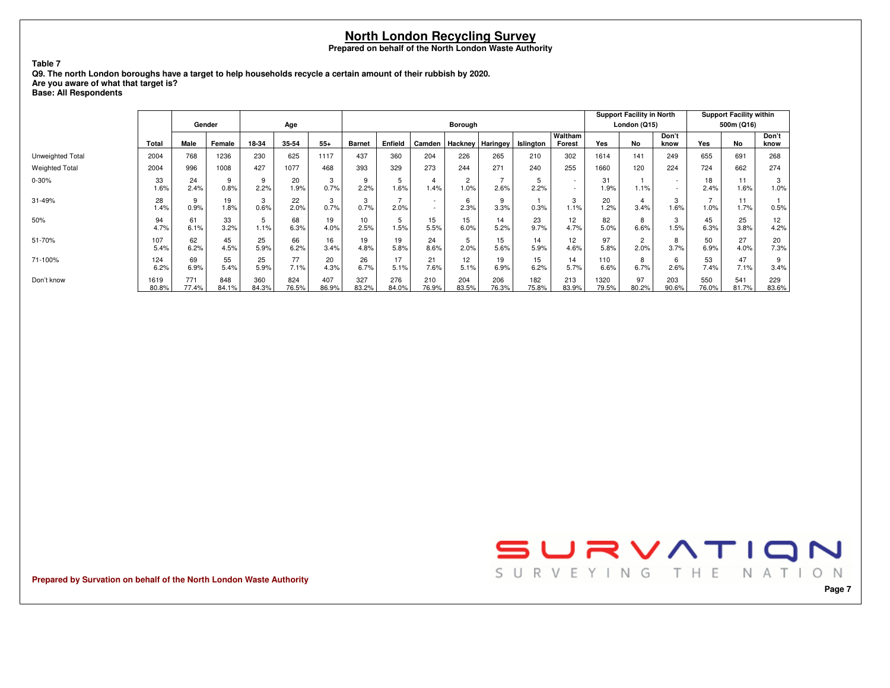# North London Recycling Survey

**Prepared on behalf of the North London Waste Authority**

**Table 7**
**Q9. The north London boroughs have a target to help households recycle a certain amount of their rubbish by 2020.**
**Are you aware of what that target is?**
**Base: All Respondents**

| | | Gender | | Age | | | Borough | | | | | | | Support Facility in North London (Q15) | | | Support Facility within 500m (Q16) | | |
|---|---|---|---|---|---|---|---|---|---|---|---|---|---|---|---|---|---|---|---|
| | Total | Male | Female | 18-34 | 35-54 | 55+ | Barnet | Enfield | Camden | Hackney | Haringey | Islington | Waltham Forest | Yes | No | Don't know | Yes | No | Don't know |
| Unweighted Total | 2004 | 768 | 1236 | 230 | 625 | 1117 | 437 | 360 | 204 | 226 | 265 | 210 | 302 | 1614 | 141 | 249 | 655 | 691 | 268 |
| Weighted Total | 2004 | 996 | 1008 | 427 | 1077 | 468 | 393 | 329 | 273 | 244 | 271 | 240 | 255 | 1660 | 120 | 224 | 724 | 662 | 274 |
| 0-30% | 33 | 24 | 9 | 9 | 20 | 3 | 9 | 5 | 4 | 2 | 7 | 5 | - | 31 | 1 | - | 18 | 11 | 3 |
| | 1.6% | 2.4% | 0.8% | 2.2% | 1.9% | 0.7% | 2.2% | 1.6% | 1.4% | 1.0% | 2.6% | 2.2% | - | 1.9% | 1.1% | - | 2.4% | 1.6% | 1.0% |
| 31-49% | 28 | 9 | 19 | 3 | 22 | 3 | 3 | 7 | - | 6 | 9 | 1 | 3 | 20 | 4 | 3 | 7 | 11 | 1 |
| | 1.4% | 0.9% | 1.8% | 0.6% | 2.0% | 0.7% | 0.7% | 2.0% | - | 2.3% | 3.3% | 0.3% | 1.1% | 1.2% | 3.4% | 1.6% | 1.0% | 1.7% | 0.5% |
| 50% | 94 | 61 | 33 | 5 | 68 | 19 | 10 | 5 | 15 | 15 | 14 | 23 | 12 | 82 | 8 | 3 | 45 | 25 | 12 |
| | 4.7% | 6.1% | 3.2% | 1.1% | 6.3% | 4.0% | 2.5% | 1.5% | 5.5% | 6.0% | 5.2% | 9.7% | 4.7% | 5.0% | 6.6% | 1.5% | 6.3% | 3.8% | 4.2% |
| 51-70% | 107 | 62 | 45 | 25 | 66 | 16 | 19 | 19 | 24 | 5 | 15 | 14 | 12 | 97 | 2 | 8 | 50 | 27 | 20 |
| | 5.4% | 6.2% | 4.5% | 5.9% | 6.2% | 3.4% | 4.8% | 5.8% | 8.6% | 2.0% | 5.6% | 5.9% | 4.6% | 5.8% | 2.0% | 3.7% | 6.9% | 4.0% | 7.3% |
| 71-100% | 124 | 69 | 55 | 25 | 77 | 20 | 26 | 17 | 21 | 12 | 19 | 15 | 14 | 110 | 8 | 6 | 53 | 47 | 9 |
| | 6.2% | 6.9% | 5.4% | 5.9% | 7.1% | 4.3% | 6.7% | 5.1% | 7.6% | 5.1% | 6.9% | 6.2% | 5.7% | 6.6% | 6.7% | 2.6% | 7.4% | 7.1% | 3.4% |
| Don't know | 1619 | 771 | 848 | 360 | 824 | 407 | 327 | 276 | 210 | 204 | 206 | 182 | 213 | 1320 | 97 | 203 | 550 | 541 | 229 |
| | 80.8% | 77.4% | 84.1% | 84.3% | 76.5% | 86.9% | 83.2% | 84.0% | 76.9% | 83.5% | 76.3% | 75.8% | 83.9% | 79.5% | 80.2% | 90.6% | 76.0% | 81.7% | 83.6% |

**Prepared by Survation on behalf of the North London Waste Authority**

SURVATION — SURVEYING THE NATION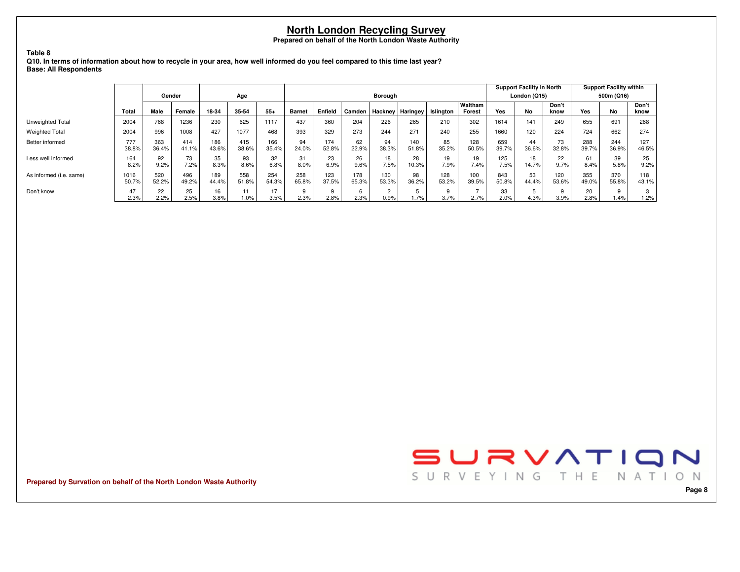## North London Recycling Survey

**Prepared on behalf of the North London Waste Authority**

**Table 8**
**Q10. In terms of information about how to recycle in your area, how well informed do you feel compared to this time last year?**
**Base: All Respondents**

| | | Gender | | Age | | | Borough | | | | | | | Support Facility in North London (Q15) | | | Support Facility within 500m (Q16) | | |
|---|---|---|---|---|---|---|---|---|---|---|---|---|---|---|---|---|---|---|---|
| | Total | Male | Female | 18-34 | 35-54 | 55+ | Barnet | Enfield | Camden | Hackney | Haringey | Islington | Waltham Forest | Yes | No | Don't know | Yes | No | Don't know |
| Unweighted Total | 2004 | 768 | 1236 | 230 | 625 | 1117 | 437 | 360 | 204 | 226 | 265 | 210 | 302 | 1614 | 141 | 249 | 655 | 691 | 268 |
| Weighted Total | 2004 | 996 | 1008 | 427 | 1077 | 468 | 393 | 329 | 273 | 244 | 271 | 240 | 255 | 1660 | 120 | 224 | 724 | 662 | 274 |
| Better informed | 777<br>38.8% | 363<br>36.4% | 414<br>41.1% | 186<br>43.6% | 415<br>38.6% | 166<br>35.4% | 94<br>24.0% | 174<br>52.8% | 62<br>22.9% | 94<br>38.3% | 140<br>51.8% | 85<br>35.2% | 128<br>50.5% | 659<br>39.7% | 44<br>36.6% | 73<br>32.8% | 288<br>39.7% | 244<br>36.9% | 127<br>46.5% |
| Less well informed | 164<br>8.2% | 92<br>9.2% | 73<br>7.2% | 35<br>8.3% | 93<br>8.6% | 32<br>6.8% | 31<br>8.0% | 23<br>6.9% | 26<br>9.6% | 18<br>7.5% | 28<br>10.3% | 19<br>7.9% | 19<br>7.4% | 125<br>7.5% | 18<br>14.7% | 22<br>9.7% | 61<br>8.4% | 39<br>5.8% | 25<br>9.2% |
| As informed (i.e. same) | 1016<br>50.7% | 520<br>52.2% | 496<br>49.2% | 189<br>44.4% | 558<br>51.8% | 254<br>54.3% | 258<br>65.8% | 123<br>37.5% | 178<br>65.3% | 130<br>53.3% | 98<br>36.2% | 128<br>53.2% | 100<br>39.5% | 843<br>50.8% | 53<br>44.4% | 120<br>53.6% | 355<br>49.0% | 370<br>55.8% | 118<br>43.1% |
| Don't know | 47<br>2.3% | 22<br>2.2% | 25<br>2.5% | 16<br>3.8% | 11<br>1.0% | 17<br>3.5% | 9<br>2.3% | 9<br>2.8% | 6<br>2.3% | 2<br>0.9% | 5<br>1.7% | 9<br>3.7% | 7<br>2.7% | 33<br>2.0% | 5<br>4.3% | 9<br>3.9% | 20<br>2.8% | 9<br>1.4% | 3<br>1.2% |

**Prepared by Survation on behalf of the North London Waste Authority**

SURVATION
SURVEYING THE NATION